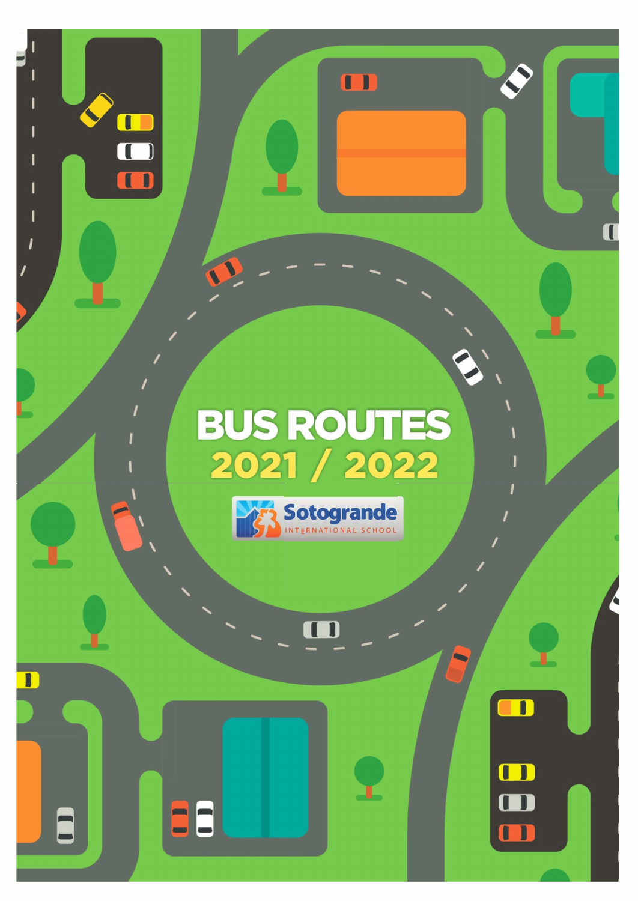# BUS ROUTES

## 2021 / 2022

Sotogrande INTERNATIONAL SCHOOL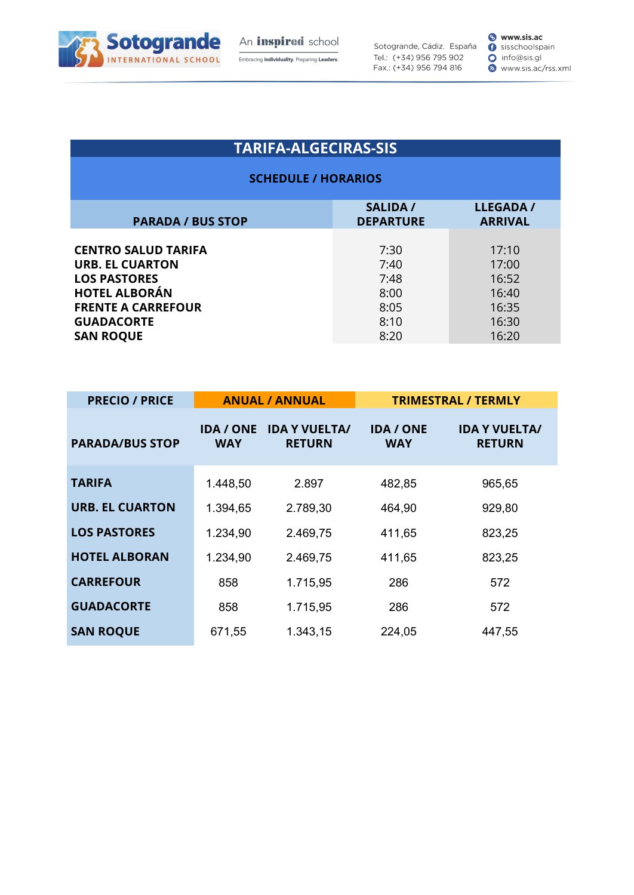# TARIFA-ALGECIRAS-SIS

## SCHEDULE / HORARIOS

| PARADA / BUS STOP | SALIDA / DEPARTURE | LLEGADA / ARRIVAL |
|---|---|---|
| **CENTRO SALUD TARIFA** | 7:30 | 17:10 |
| **URB. EL CUARTON** | 7:40 | 17:00 |
| **LOS PASTORES** | 7:48 | 16:52 |
| **HOTEL ALBORÁN** | 8:00 | 16:40 |
| **FRENTE A CARREFOUR** | 8:05 | 16:35 |
| **GUADACORTE** | 8:10 | 16:30 |
| **SAN ROQUE** | 8:20 | 16:20 |

| PRECIO / PRICE | ANUAL / ANNUAL | | TRIMESTRAL / TERMLY | |
|---|---|---|---|---|
| PARADA/BUS STOP | IDA / ONE WAY | IDA Y VUELTA/ RETURN | IDA / ONE WAY | IDA Y VUELTA/ RETURN |
| **TARIFA** | 1.448,50 | 2.897 | 482,85 | 965,65 |
| **URB. EL CUARTON** | 1.394,65 | 2.789,30 | 464,90 | 929,80 |
| **LOS PASTORES** | 1.234,90 | 2.469,75 | 411,65 | 823,25 |
| **HOTEL ALBORAN** | 1.234,90 | 2.469,75 | 411,65 | 823,25 |
| **CARREFOUR** | 858 | 1.715,95 | 286 | 572 |
| **GUADACORTE** | 858 | 1.715,95 | 286 | 572 |
| **SAN ROQUE** | 671,55 | 1.343,15 | 224,05 | 447,55 |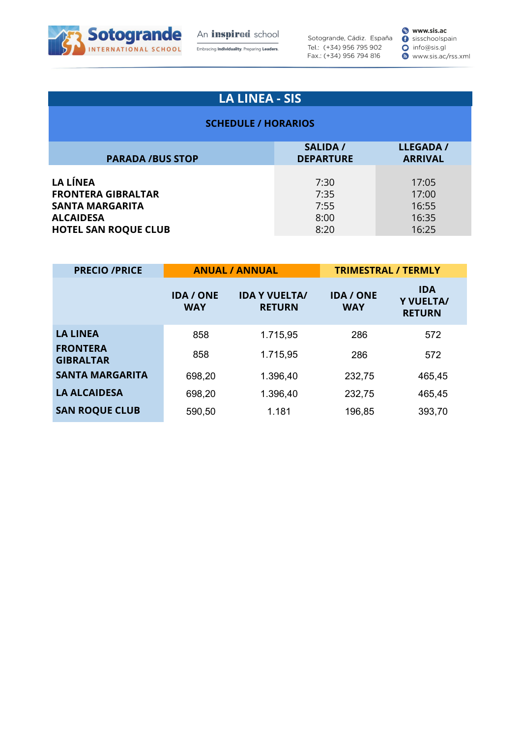# LA LINEA - SIS

## SCHEDULE / HORARIOS

| PARADA /BUS STOP | SALIDA / DEPARTURE | LLEGADA / ARRIVAL |
|---|---|---|
| LA LÍNEA | 7:30 | 17:05 |
| FRONTERA GIBRALTAR | 7:35 | 17:00 |
| SANTA MARGARITA | 7:55 | 16:55 |
| ALCAIDESA | 8:00 | 16:35 |
| HOTEL SAN ROQUE CLUB | 8:20 | 16:25 |

| PRECIO /PRICE | ANUAL / ANNUAL | | TRIMESTRAL / TERMLY | |
|---|---|---|---|---|
| | IDA / ONE WAY | IDA Y VUELTA/ RETURN | IDA / ONE WAY | IDA Y VUELTA/ RETURN |
| LA LINEA | 858 | 1.715,95 | 286 | 572 |
| FRONTERA GIBRALTAR | 858 | 1.715,95 | 286 | 572 |
| SANTA MARGARITA | 698,20 | 1.396,40 | 232,75 | 465,45 |
| LA ALCAIDESA | 698,20 | 1.396,40 | 232,75 | 465,45 |
| SAN ROQUE CLUB | 590,50 | 1.181 | 196,85 | 393,70 |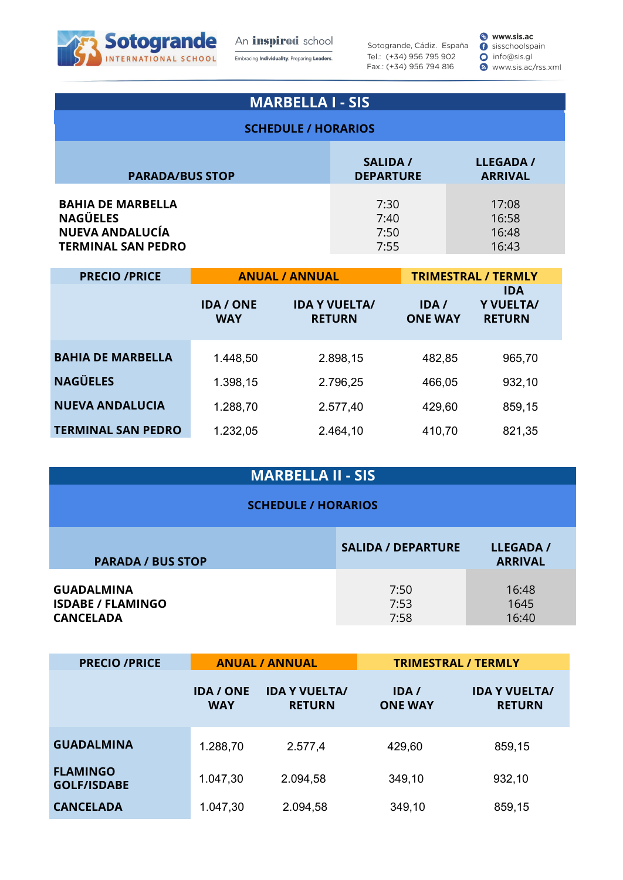Sotogrande INTERNATIONAL SCHOOL

An inspired school — Embracing Individuality. Preparing Leaders.

Sotogrande, Cádiz. España
Tel.: (+34) 956 795 902
Fax.: (+34) 956 794 816

www.sis.ac
sisschoolspain
info@sis.gl
www.sis.ac/rss.xml

## MARBELLA I - SIS

### SCHEDULE / HORARIOS

| PARADA/BUS STOP | SALIDA / DEPARTURE | LLEGADA / ARRIVAL |
|---|---|---|
| BAHIA DE MARBELLA | 7:30 | 17:08 |
| NAGÜELES | 7:40 | 16:58 |
| NUEVA ANDALUCÍA | 7:50 | 16:48 |
| TERMINAL SAN PEDRO | 7:55 | 16:43 |

| PRECIO /PRICE | ANUAL / ANNUAL | | TRIMESTRAL / TERMLY | |
|---|---|---|---|---|
| | IDA / ONE WAY | IDA Y VUELTA/ RETURN | IDA / ONE WAY | IDA Y VUELTA/ RETURN |
| BAHIA DE MARBELLA | 1.448,50 | 2.898,15 | 482,85 | 965,70 |
| NAGÜELES | 1.398,15 | 2.796,25 | 466,05 | 932,10 |
| NUEVA ANDALUCIA | 1.288,70 | 2.577,40 | 429,60 | 859,15 |
| TERMINAL SAN PEDRO | 1.232,05 | 2.464,10 | 410,70 | 821,35 |

## MARBELLA II - SIS

### SCHEDULE / HORARIOS

| PARADA / BUS STOP | SALIDA / DEPARTURE | LLEGADA / ARRIVAL |
|---|---|---|
| GUADALMINA | 7:50 | 16:48 |
| ISDABE / FLAMINGO | 7:53 | 1645 |
| CANCELADA | 7:58 | 16:40 |

| PRECIO /PRICE | ANUAL / ANNUAL | | TRIMESTRAL / TERMLY | |
|---|---|---|---|---|
| | IDA / ONE WAY | IDA Y VUELTA/ RETURN | IDA / ONE WAY | IDA Y VUELTA/ RETURN |
| GUADALMINA | 1.288,70 | 2.577,4 | 429,60 | 859,15 |
| FLAMINGO GOLF/ISDABE | 1.047,30 | 2.094,58 | 349,10 | 932,10 |
| CANCELADA | 1.047,30 | 2.094,58 | 349,10 | 859,15 |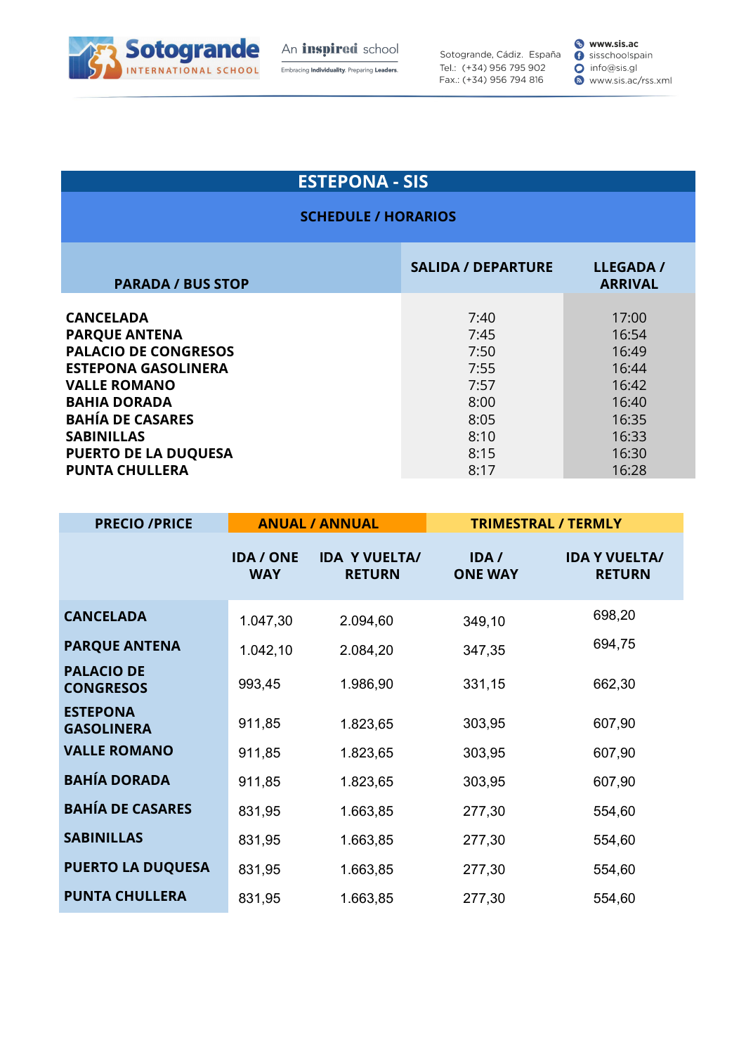## ESTEPONA - SIS

### SCHEDULE / HORARIOS

| PARADA / BUS STOP | SALIDA / DEPARTURE | LLEGADA / ARRIVAL |
|---|---|---|
| CANCELADA | 7:40 | 17:00 |
| PARQUE ANTENA | 7:45 | 16:54 |
| PALACIO DE CONGRESOS | 7:50 | 16:49 |
| ESTEPONA GASOLINERA | 7:55 | 16:44 |
| VALLE ROMANO | 7:57 | 16:42 |
| BAHIA DORADA | 8:00 | 16:40 |
| BAHÍA DE CASARES | 8:05 | 16:35 |
| SABINILLAS | 8:10 | 16:33 |
| PUERTO DE LA DUQUESA | 8:15 | 16:30 |
| PUNTA CHULLERA | 8:17 | 16:28 |

| PRECIO /PRICE | ANUAL / ANNUAL | | TRIMESTRAL / TERMLY | |
|---|---|---|---|---|
| | IDA / ONE WAY | IDA Y VUELTA/ RETURN | IDA / ONE WAY | IDA Y VUELTA/ RETURN |
| CANCELADA | 1.047,30 | 2.094,60 | 349,10 | 698,20 |
| PARQUE ANTENA | 1.042,10 | 2.084,20 | 347,35 | 694,75 |
| PALACIO DE CONGRESOS | 993,45 | 1.986,90 | 331,15 | 662,30 |
| ESTEPONA GASOLINERA | 911,85 | 1.823,65 | 303,95 | 607,90 |
| VALLE ROMANO | 911,85 | 1.823,65 | 303,95 | 607,90 |
| BAHÍA DORADA | 911,85 | 1.823,65 | 303,95 | 607,90 |
| BAHÍA DE CASARES | 831,95 | 1.663,85 | 277,30 | 554,60 |
| SABINILLAS | 831,95 | 1.663,85 | 277,30 | 554,60 |
| PUERTO LA DUQUESA | 831,95 | 1.663,85 | 277,30 | 554,60 |
| PUNTA CHULLERA | 831,95 | 1.663,85 | 277,30 | 554,60 |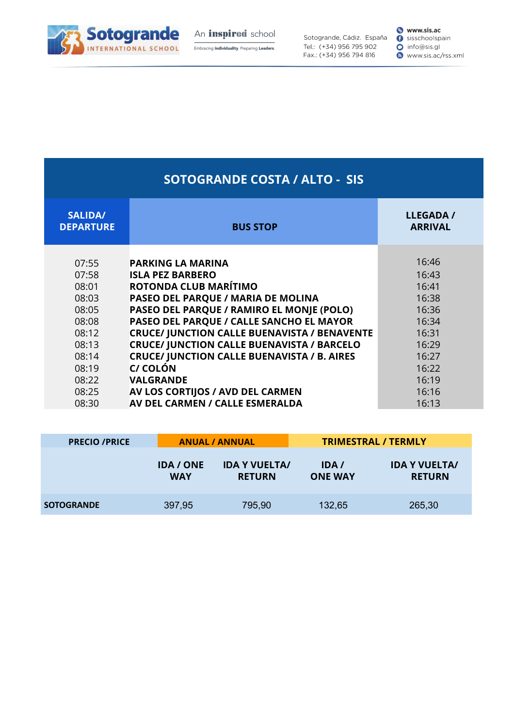| SOTOGRANDE COSTA / ALTO - SIS | | |
|---|---|---|
| **SALIDA/ DEPARTURE** | **BUS STOP** | **LLEGADA / ARRIVAL** |
| 07:55 | **PARKING LA MARINA** | 16:46 |
| 07:58 | **ISLA PEZ BARBERO** | 16:43 |
| 08:01 | **ROTONDA CLUB MARÍTIMO** | 16:41 |
| 08:03 | **PASEO DEL PARQUE / MARIA DE MOLINA** | 16:38 |
| 08:05 | **PASEO DEL PARQUE / RAMIRO EL MONJE (POLO)** | 16:36 |
| 08:08 | **PASEO DEL PARQUE / CALLE SANCHO EL MAYOR** | 16:34 |
| 08:12 | **CRUCE/ JUNCTION CALLE BUENAVISTA / BENAVENTE** | 16:31 |
| 08:13 | **CRUCE/ JUNCTION CALLE BUENAVISTA / BARCELO** | 16:29 |
| 08:14 | **CRUCE/ JUNCTION CALLE BUENAVISTA / B. AIRES** | 16:27 |
| 08:19 | **C/ COLÓN** | 16:22 |
| 08:22 | **VALGRANDE** | 16:19 |
| 08:25 | **AV LOS CORTIJOS / AVD DEL CARMEN** | 16:16 |
| 08:30 | **AV DEL CARMEN / CALLE ESMERALDA** | 16:13 |

| PRECIO /PRICE | ANUAL / ANNUAL | | TRIMESTRAL / TERMLY | |
|---|---|---|---|---|
| | IDA / ONE WAY | IDA Y VUELTA/ RETURN | IDA / ONE WAY | IDA Y VUELTA/ RETURN |
| **SOTOGRANDE** | 397,95 | 795,90 | 132,65 | 265,30 |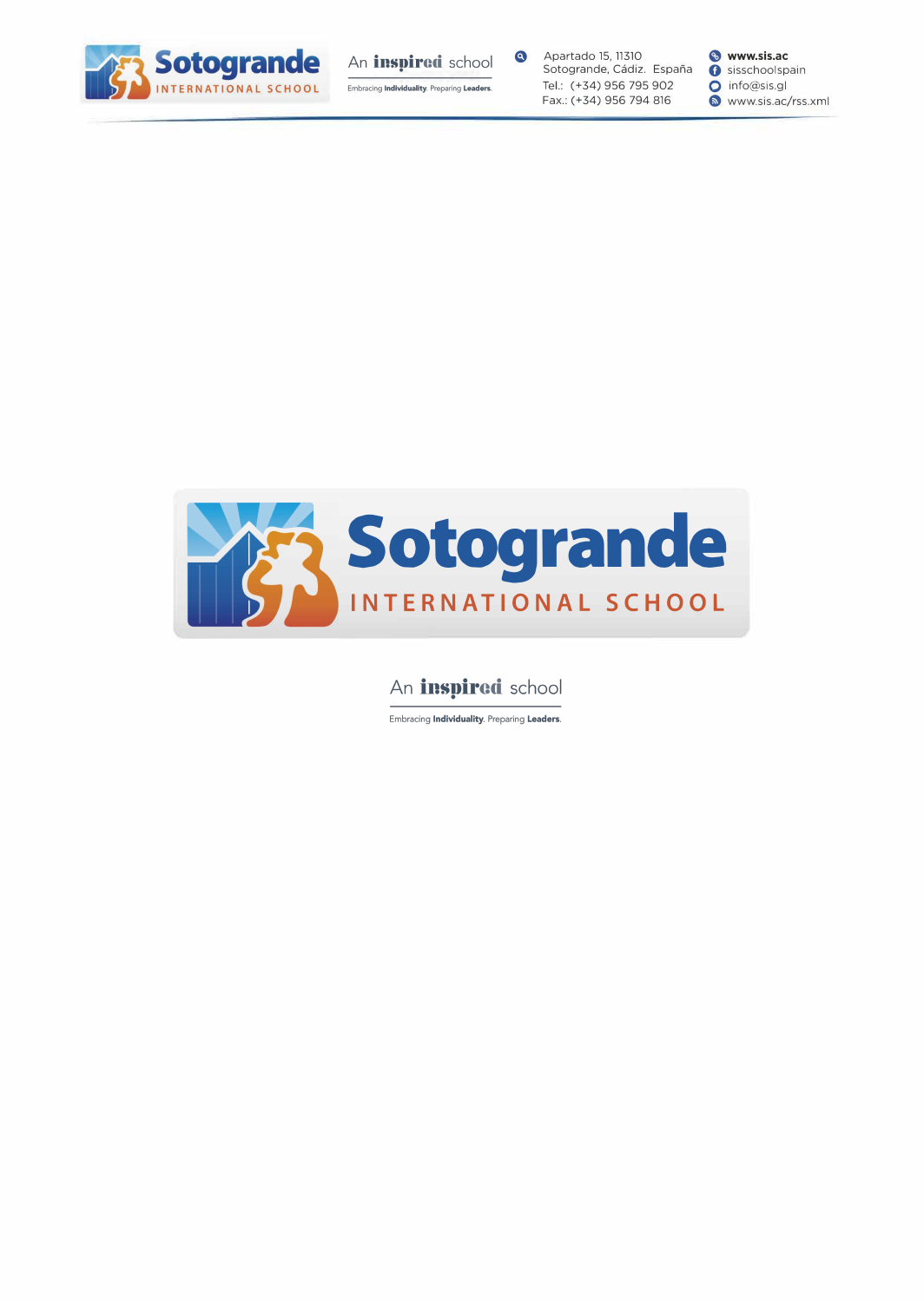Sotogrande INTERNATIONAL SCHOOL

An inspired school

Embracing **Individuality**. Preparing **Leaders**.